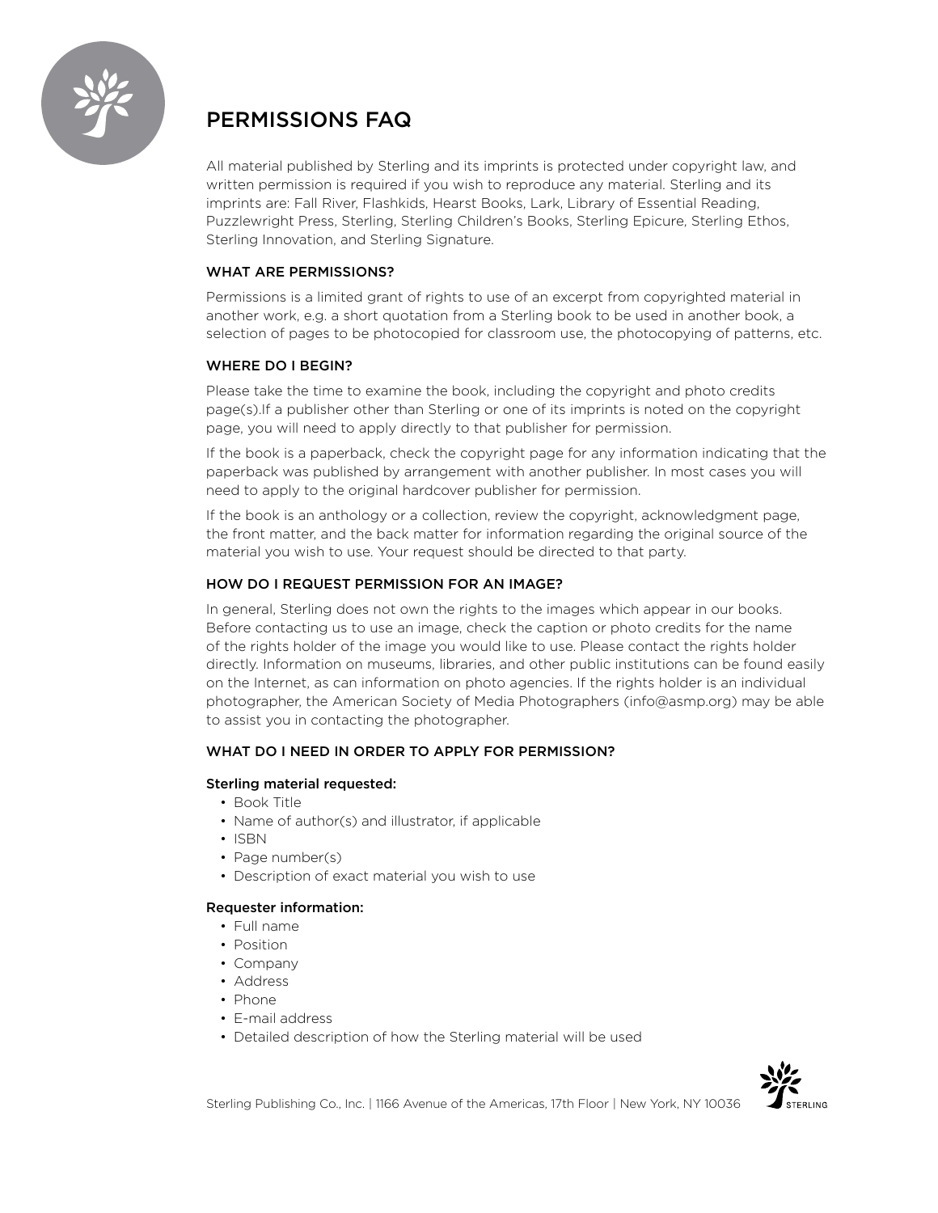# PERMISSIONS FAQ

All material published by Sterling and its imprints is protected under copyright law, and written permission is required if you wish to reproduce any material. Sterling and its imprints are: Fall River, Flashkids, Hearst Books, Lark, Library of Essential Reading, Puzzlewright Press, Sterling, Sterling Children's Books, Sterling Epicure, Sterling Ethos, Sterling Innovation, and Sterling Signature.

## WHAT ARE PERMISSIONS?

Permissions is a limited grant of rights to use of an excerpt from copyrighted material in another work, e.g. a short quotation from a Sterling book to be used in another book, a selection of pages to be photocopied for classroom use, the photocopying of patterns, etc.

## WHERE DO I BEGIN?

Please take the time to examine the book, including the copyright and photo credits page(s).If a publisher other than Sterling or one of its imprints is noted on the copyright page, you will need to apply directly to that publisher for permission.

If the book is a paperback, check the copyright page for any information indicating that the paperback was published by arrangement with another publisher. In most cases you will need to apply to the original hardcover publisher for permission.

If the book is an anthology or a collection, review the copyright, acknowledgment page, the front matter, and the back matter for information regarding the original source of the material you wish to use. Your request should be directed to that party.

## HOW DO I REQUEST PERMISSION FOR AN IMAGE?

In general, Sterling does not own the rights to the images which appear in our books. Before contacting us to use an image, check the caption or photo credits for the name of the rights holder of the image you would like to use. Please contact the rights holder directly. Information on museums, libraries, and other public institutions can be found easily on the Internet, as can information on photo agencies. If the rights holder is an individual photographer, the American Society of Media Photographers (info@asmp.org) may be able to assist you in contacting the photographer.

## WHAT DO I NEED IN ORDER TO APPLY FOR PERMISSION?

### Sterling material requested:

- Book Title
- Name of author(s) and illustrator, if applicable
- ISBN
- Page number(s)
- Description of exact material you wish to use

### Requester information:

- Full name
- Position
- Company
- Address
- Phone
- E-mail address
- Detailed description of how the Sterling material will be used

Sterling Publishing Co., Inc. | 1166 Avenue of the Americas, 17th Floor | New York, NY 10036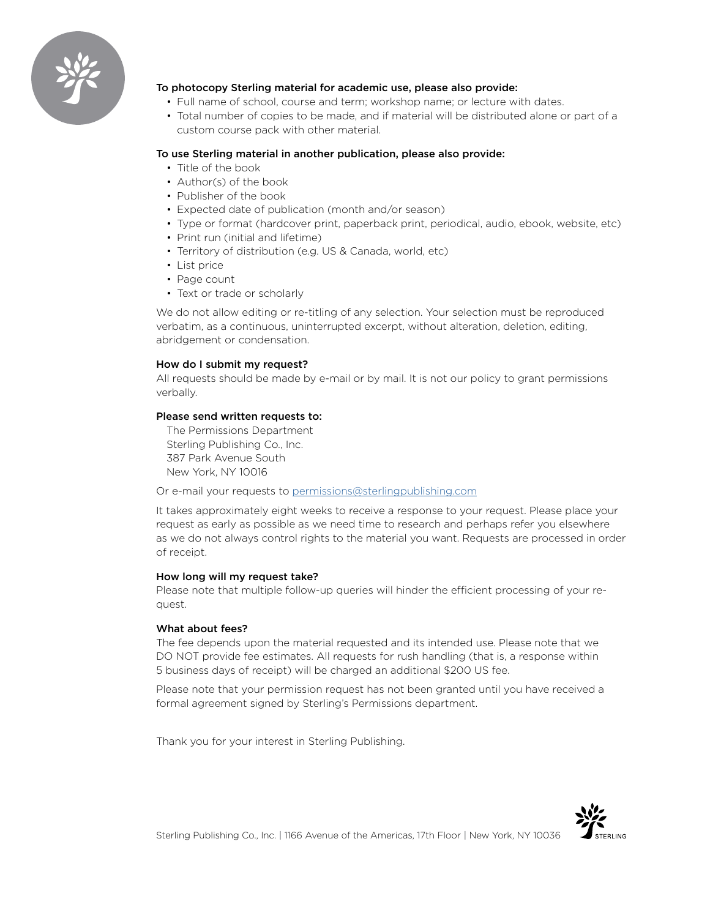**To photocopy Sterling material for academic use, please also provide:**

- Full name of school, course and term; workshop name; or lecture with dates.
- Total number of copies to be made, and if material will be distributed alone or part of a custom course pack with other material.

**To use Sterling material in another publication, please also provide:**

- Title of the book
- Author(s) of the book
- Publisher of the book
- Expected date of publication (month and/or season)
- Type or format (hardcover print, paperback print, periodical, audio, ebook, website, etc)
- Print run (initial and lifetime)
- Territory of distribution (e.g. US & Canada, world, etc)
- List price
- Page count
- Text or trade or scholarly

We do not allow editing or re-titling of any selection. Your selection must be reproduced verbatim, as a continuous, uninterrupted excerpt, without alteration, deletion, editing, abridgement or condensation.

**How do I submit my request?**

All requests should be made by e-mail or by mail. It is not our policy to grant permissions verbally.

**Please send written requests to:**

The Permissions Department
Sterling Publishing Co., Inc.
387 Park Avenue South
New York, NY 10016

Or e-mail your requests to permissions@sterlingpublishing.com

It takes approximately eight weeks to receive a response to your request. Please place your request as early as possible as we need time to research and perhaps refer you elsewhere as we do not always control rights to the material you want. Requests are processed in order of receipt.

**How long will my request take?**

Please note that multiple follow-up queries will hinder the efficient processing of your request.

**What about fees?**

The fee depends upon the material requested and its intended use. Please note that we DO NOT provide fee estimates. All requests for rush handling (that is, a response within 5 business days of receipt) will be charged an additional $200 US fee.

Please note that your permission request has not been granted until you have received a formal agreement signed by Sterling's Permissions department.

Thank you for your interest in Sterling Publishing.

Sterling Publishing Co., Inc. | 1166 Avenue of the Americas, 17th Floor | New York, NY 10036